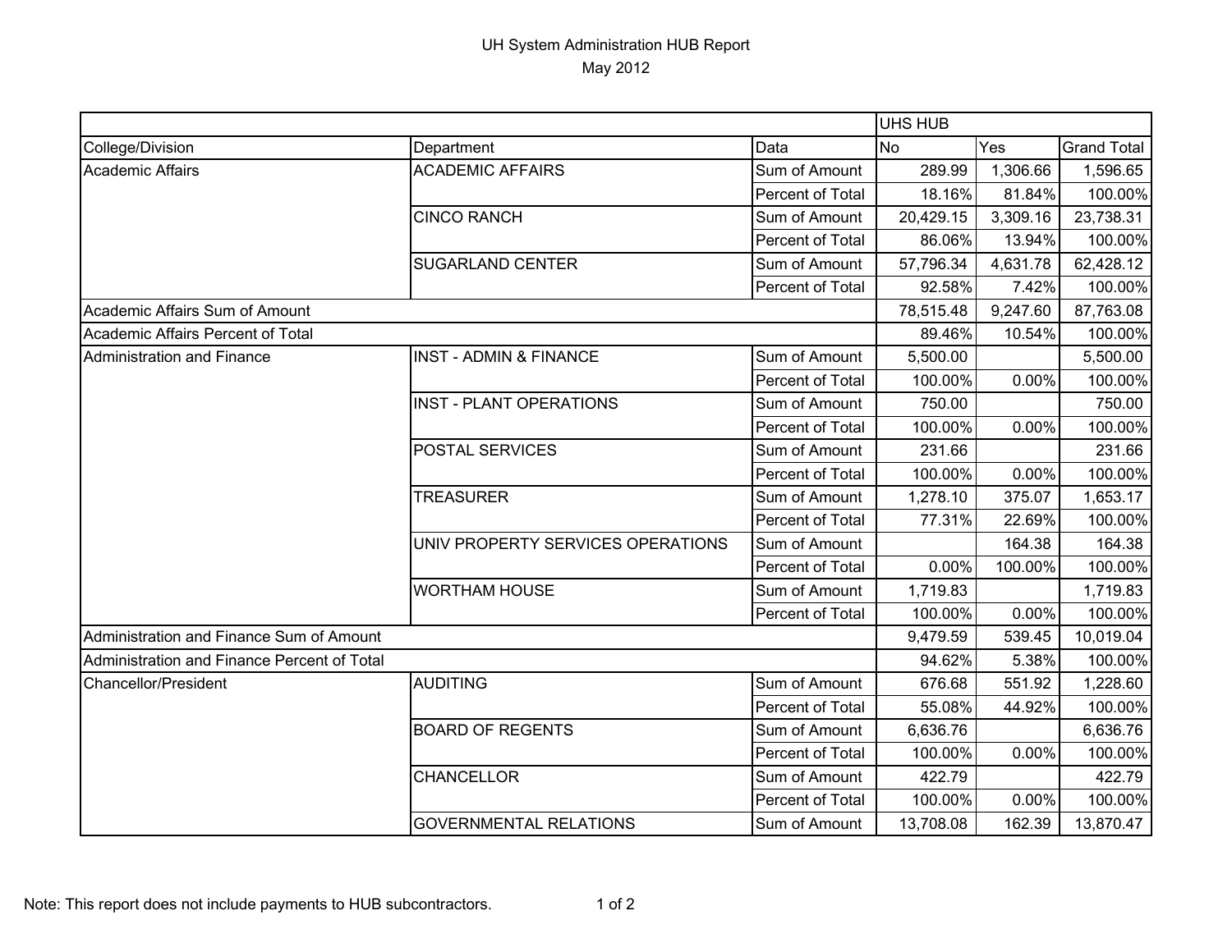# UH System Administration HUB Report

May 2012

| | | | UHS HUB | | |
|---|---|---|---|---|---|
| College/Division | Department | Data | No | Yes | Grand Total |
| Academic Affairs | ACADEMIC AFFAIRS | Sum of Amount | 289.99 | 1,306.66 | 1,596.65 |
| | | Percent of Total | 18.16% | 81.84% | 100.00% |
| | CINCO RANCH | Sum of Amount | 20,429.15 | 3,309.16 | 23,738.31 |
| | | Percent of Total | 86.06% | 13.94% | 100.00% |
| | SUGARLAND CENTER | Sum of Amount | 57,796.34 | 4,631.78 | 62,428.12 |
| | | Percent of Total | 92.58% | 7.42% | 100.00% |
| Academic Affairs Sum of Amount | | | 78,515.48 | 9,247.60 | 87,763.08 |
| Academic Affairs Percent of Total | | | 89.46% | 10.54% | 100.00% |
| Administration and Finance | INST - ADMIN & FINANCE | Sum of Amount | 5,500.00 | | 5,500.00 |
| | | Percent of Total | 100.00% | 0.00% | 100.00% |
| | INST - PLANT OPERATIONS | Sum of Amount | 750.00 | | 750.00 |
| | | Percent of Total | 100.00% | 0.00% | 100.00% |
| | POSTAL SERVICES | Sum of Amount | 231.66 | | 231.66 |
| | | Percent of Total | 100.00% | 0.00% | 100.00% |
| | TREASURER | Sum of Amount | 1,278.10 | 375.07 | 1,653.17 |
| | | Percent of Total | 77.31% | 22.69% | 100.00% |
| | UNIV PROPERTY SERVICES OPERATIONS | Sum of Amount | | 164.38 | 164.38 |
| | | Percent of Total | 0.00% | 100.00% | 100.00% |
| | WORTHAM HOUSE | Sum of Amount | 1,719.83 | | 1,719.83 |
| | | Percent of Total | 100.00% | 0.00% | 100.00% |
| Administration and Finance Sum of Amount | | | 9,479.59 | 539.45 | 10,019.04 |
| Administration and Finance Percent of Total | | | 94.62% | 5.38% | 100.00% |
| Chancellor/President | AUDITING | Sum of Amount | 676.68 | 551.92 | 1,228.60 |
| | | Percent of Total | 55.08% | 44.92% | 100.00% |
| | BOARD OF REGENTS | Sum of Amount | 6,636.76 | | 6,636.76 |
| | | Percent of Total | 100.00% | 0.00% | 100.00% |
| | CHANCELLOR | Sum of Amount | 422.79 | | 422.79 |
| | | Percent of Total | 100.00% | 0.00% | 100.00% |
| | GOVERNMENTAL RELATIONS | Sum of Amount | 13,708.08 | 162.39 | 13,870.47 |

Note: This report does not include payments to HUB subcontractors.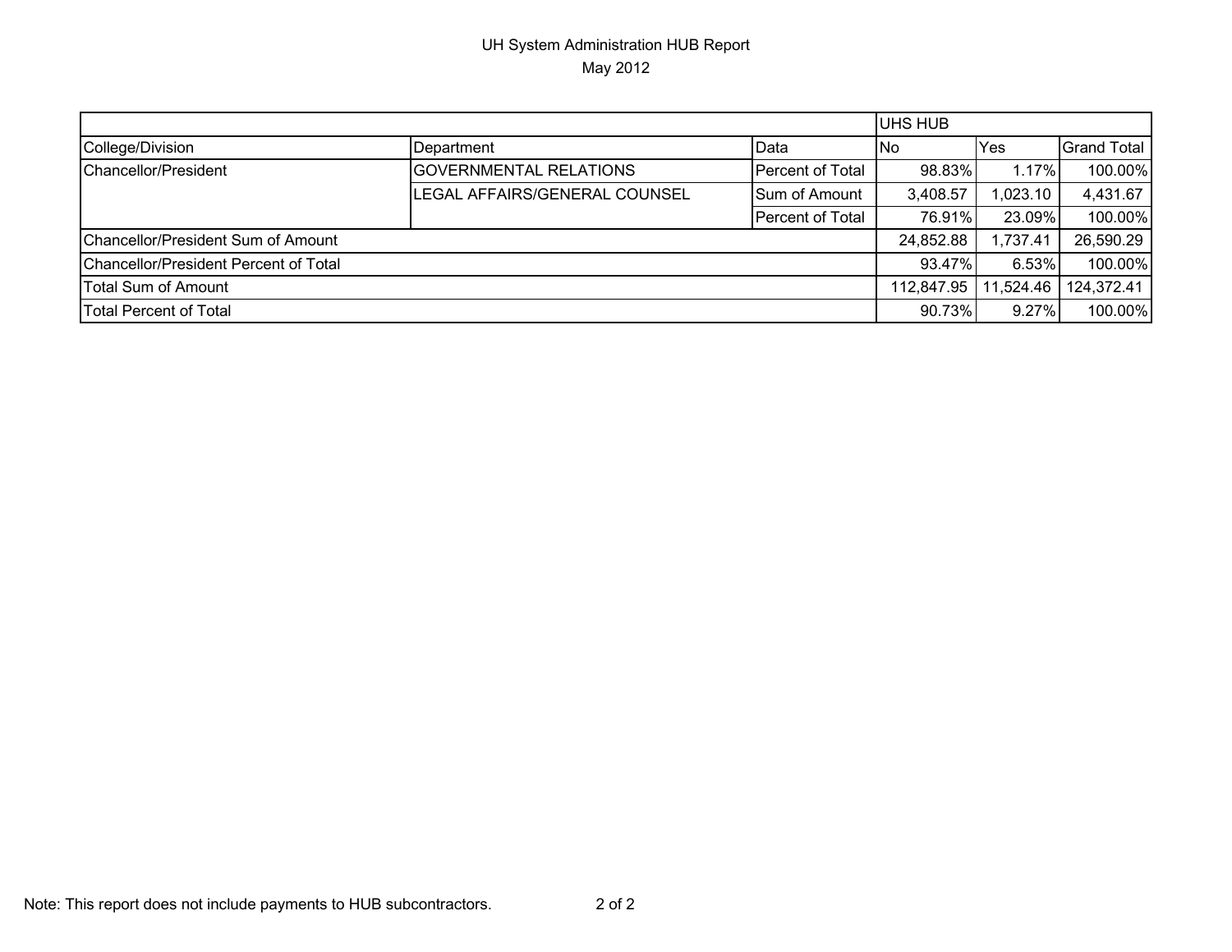# UH System Administration HUB Report

May 2012

| | | | UHS HUB | | |
|---|---|---|---|---|---|
| College/Division | Department | Data | No | Yes | Grand Total |
| Chancellor/President | GOVERNMENTAL RELATIONS | Percent of Total | 98.83% | 1.17% | 100.00% |
| | LEGAL AFFAIRS/GENERAL COUNSEL | Sum of Amount | 3,408.57 | 1,023.10 | 4,431.67 |
| | | Percent of Total | 76.91% | 23.09% | 100.00% |
| Chancellor/President Sum of Amount | | | 24,852.88 | 1,737.41 | 26,590.29 |
| Chancellor/President Percent of Total | | | 93.47% | 6.53% | 100.00% |
| Total Sum of Amount | | | 112,847.95 | 11,524.46 | 124,372.41 |
| Total Percent of Total | | | 90.73% | 9.27% | 100.00% |

Note: This report does not include payments to HUB subcontractors.